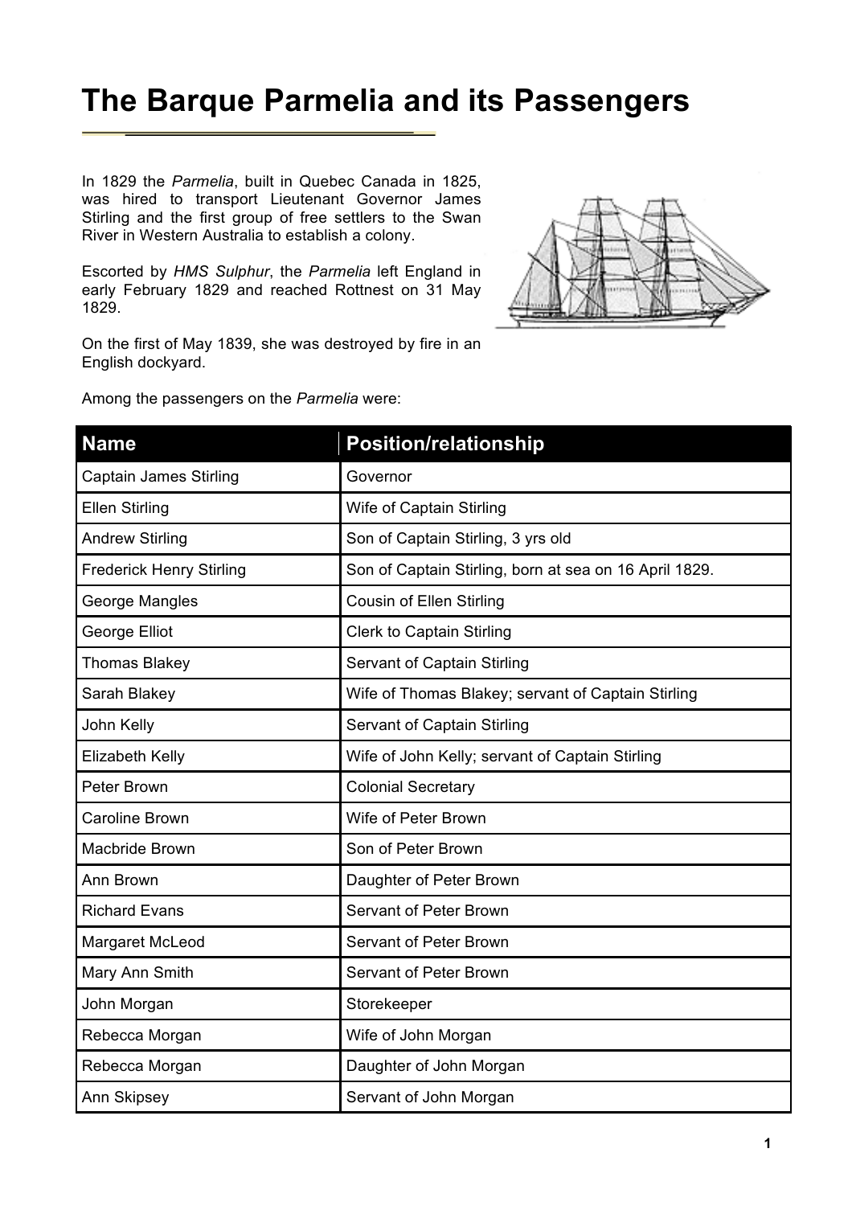# The Barque Parmelia and its Passengers

In 1829 the *Parmelia*, built in Quebec Canada in 1825, was hired to transport Lieutenant Governor James Stirling and the first group of free settlers to the Swan River in Western Australia to establish a colony.

Escorted by *HMS Sulphur*, the *Parmelia* left England in early February 1829 and reached Rottnest on 31 May 1829.

On the first of May 1839, she was destroyed by fire in an English dockyard.

Among the passengers on the *Parmelia* were:

| Name | Position/relationship |
|---|---|
| Captain James Stirling | Governor |
| Ellen Stirling | Wife of Captain Stirling |
| Andrew Stirling | Son of Captain Stirling, 3 yrs old |
| Frederick Henry Stirling | Son of Captain Stirling, born at sea on 16 April 1829. |
| George Mangles | Cousin of Ellen Stirling |
| George Elliot | Clerk to Captain Stirling |
| Thomas Blakey | Servant of Captain Stirling |
| Sarah Blakey | Wife of Thomas Blakey; servant of Captain Stirling |
| John Kelly | Servant of Captain Stirling |
| Elizabeth Kelly | Wife of John Kelly; servant of Captain Stirling |
| Peter Brown | Colonial Secretary |
| Caroline Brown | Wife of Peter Brown |
| Macbride Brown | Son of Peter Brown |
| Ann Brown | Daughter of Peter Brown |
| Richard Evans | Servant of Peter Brown |
| Margaret McLeod | Servant of Peter Brown |
| Mary Ann Smith | Servant of Peter Brown |
| John Morgan | Storekeeper |
| Rebecca Morgan | Wife of John Morgan |
| Rebecca Morgan | Daughter of John Morgan |
| Ann Skipsey | Servant of John Morgan |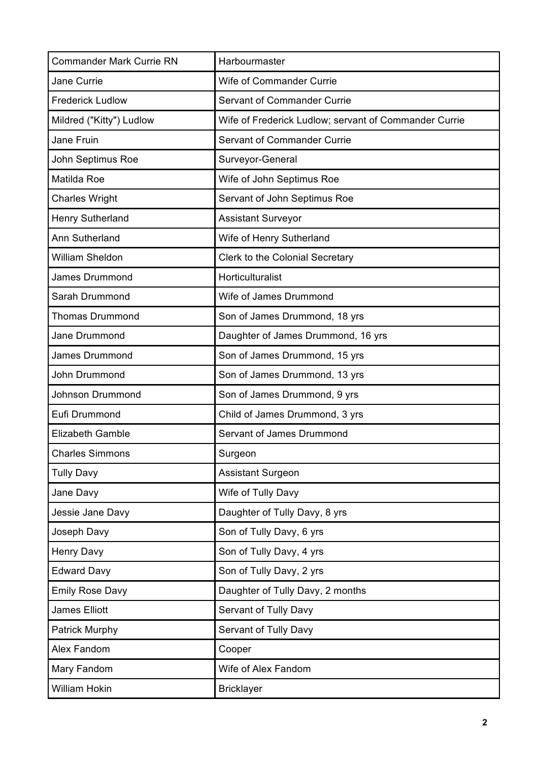| Commander Mark Currie RN | Harbourmaster |
| --- | --- |
| Jane Currie | Wife of Commander Currie |
| Frederick Ludlow | Servant of Commander Currie |
| Mildred ("Kitty") Ludlow | Wife of Frederick Ludlow; servant of Commander Currie |
| Jane Fruin | Servant of Commander Currie |
| John Septimus Roe | Surveyor-General |
| Matilda Roe | Wife of John Septimus Roe |
| Charles Wright | Servant of John Septimus Roe |
| Henry Sutherland | Assistant Surveyor |
| Ann Sutherland | Wife of Henry Sutherland |
| William Sheldon | Clerk to the Colonial Secretary |
| James Drummond | Horticulturalist |
| Sarah Drummond | Wife of James Drummond |
| Thomas Drummond | Son of James Drummond, 18 yrs |
| Jane Drummond | Daughter of James Drummond, 16 yrs |
| James Drummond | Son of James Drummond, 15 yrs |
| John Drummond | Son of James Drummond, 13 yrs |
| Johnson Drummond | Son of James Drummond, 9 yrs |
| Eufi Drummond | Child of James Drummond, 3 yrs |
| Elizabeth Gamble | Servant of James Drummond |
| Charles Simmons | Surgeon |
| Tully Davy | Assistant Surgeon |
| Jane Davy | Wife of Tully Davy |
| Jessie Jane Davy | Daughter of Tully Davy, 8 yrs |
| Joseph Davy | Son of Tully Davy, 6 yrs |
| Henry Davy | Son of Tully Davy, 4 yrs |
| Edward Davy | Son of Tully Davy, 2 yrs |
| Emily Rose Davy | Daughter of Tully Davy, 2 months |
| James Elliott | Servant of Tully Davy |
| Patrick Murphy | Servant of Tully Davy |
| Alex Fandom | Cooper |
| Mary Fandom | Wife of Alex Fandom |
| William Hokin | Bricklayer |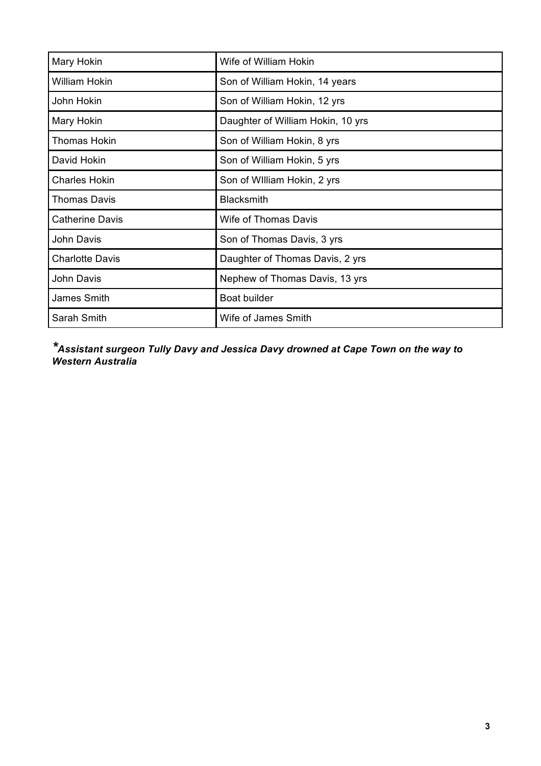| | |
|---|---|
| Mary Hokin | Wife of William Hokin |
| William Hokin | Son of William Hokin, 14 years |
| John Hokin | Son of William Hokin, 12 yrs |
| Mary Hokin | Daughter of William Hokin, 10 yrs |
| Thomas Hokin | Son of William Hokin, 8 yrs |
| David Hokin | Son of William Hokin, 5 yrs |
| Charles Hokin | Son of WIlliam Hokin, 2 yrs |
| Thomas Davis | Blacksmith |
| Catherine Davis | Wife of Thomas Davis |
| John Davis | Son of Thomas Davis, 3 yrs |
| Charlotte Davis | Daughter of Thomas Davis, 2 yrs |
| John Davis | Nephew of Thomas Davis, 13 yrs |
| James Smith | Boat builder |
| Sarah Smith | Wife of James Smith |

***Assistant surgeon Tully Davy and Jessica Davy drowned at Cape Town on the way to Western Australia***